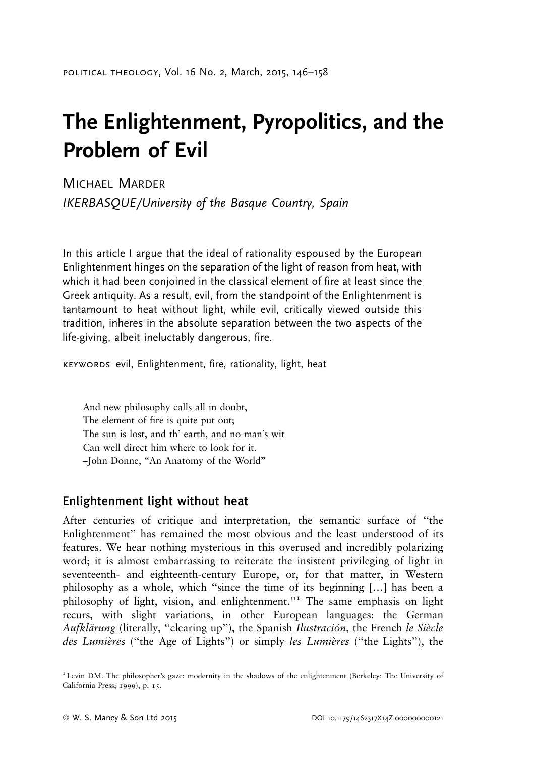# The Enlightenment, Pyropolitics, and the Problem of Evil

Michael Marder

*IKERBASQUE/University of the Basque Country, Spain*

In this article I argue that the ideal of rationality espoused by the European Enlightenment hinges on the separation of the light of reason from heat, with which it had been conjoined in the classical element of fire at least since the Greek antiquity. As a result, evil, from the standpoint of the Enlightenment is tantamount to heat without light, while evil, critically viewed outside this tradition, inheres in the absolute separation between the two aspects of the life-giving, albeit ineluctably dangerous, fire.

KEYWORDS evil, Enlightenment, fire, rationality, light, heat

> And new philosophy calls all in doubt,
> The element of fire is quite put out;
> The sun is lost, and th' earth, and no man's wit
> Can well direct him where to look for it.
> –John Donne, "An Anatomy of the World"

## Enlightenment light without heat

After centuries of critique and interpretation, the semantic surface of "the Enlightenment" has remained the most obvious and the least understood of its features. We hear nothing mysterious in this overused and incredibly polarizing word; it is almost embarrassing to reiterate the insistent privileging of light in seventeenth- and eighteenth-century Europe, or, for that matter, in Western philosophy as a whole, which "since the time of its beginning […] has been a philosophy of light, vision, and enlightenment."[1] The same emphasis on light recurs, with slight variations, in other European languages: the German *Aufklärung* (literally, "clearing up"), the Spanish *Ilustración*, the French *le Siècle des Lumières* ("the Age of Lights") or simply *les Lumières* ("the Lights"), the

[1] Levin DM. The philosopher's gaze: modernity in the shadows of the enlightenment (Berkeley: The University of California Press; 1999), p. 15.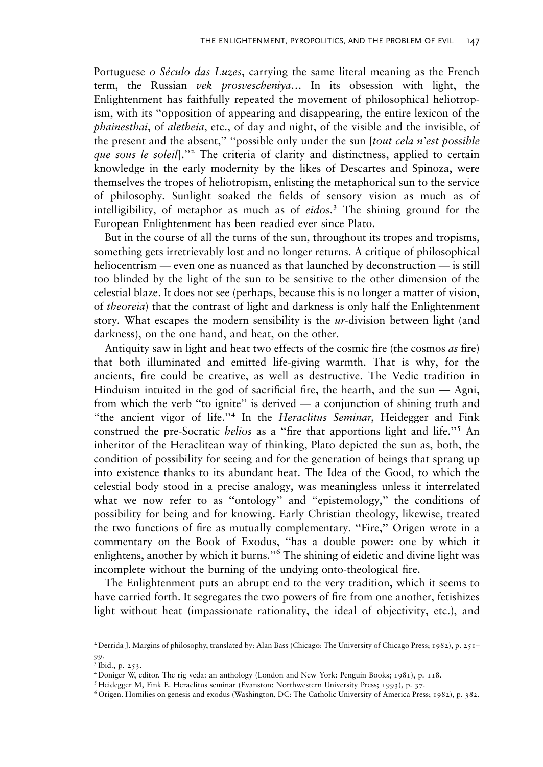Portuguese *o Século das Luzes*, carrying the same literal meaning as the French term, the Russian *vek prosvescheniya*... In its obsession with light, the Enlightenment has faithfully repeated the movement of philosophical heliotropism, with its "opposition of appearing and disappearing, the entire lexicon of the *phainesthai*, of *alētheia*, etc., of day and night, of the visible and the invisible, of the present and the absent," "possible only under the sun [*tout cela n'est possible que sous le soleil*]."[2] The criteria of clarity and distinctness, applied to certain knowledge in the early modernity by the likes of Descartes and Spinoza, were themselves the tropes of heliotropism, enlisting the metaphorical sun to the service of philosophy. Sunlight soaked the fields of sensory vision as much as of intelligibility, of metaphor as much as of *eidos*.[3] The shining ground for the European Enlightenment has been readied ever since Plato.

But in the course of all the turns of the sun, throughout its tropes and tropisms, something gets irretrievably lost and no longer returns. A critique of philosophical heliocentrism — even one as nuanced as that launched by deconstruction — is still too blinded by the light of the sun to be sensitive to the other dimension of the celestial blaze. It does not see (perhaps, because this is no longer a matter of vision, of *theoreia*) that the contrast of light and darkness is only half the Enlightenment story. What escapes the modern sensibility is the *ur*-division between light (and darkness), on the one hand, and heat, on the other.

Antiquity saw in light and heat two effects of the cosmic fire (the cosmos *as* fire) that both illuminated and emitted life-giving warmth. That is why, for the ancients, fire could be creative, as well as destructive. The Vedic tradition in Hinduism intuited in the god of sacrificial fire, the hearth, and the sun — Agni, from which the verb "to ignite" is derived — a conjunction of shining truth and "the ancient vigor of life."[4] In the *Heraclitus Seminar*, Heidegger and Fink construed the pre-Socratic *helios* as a "fire that apportions light and life."[5] An inheritor of the Heraclitean way of thinking, Plato depicted the sun as, both, the condition of possibility for seeing and for the generation of beings that sprang up into existence thanks to its abundant heat. The Idea of the Good, to which the celestial body stood in a precise analogy, was meaningless unless it interrelated what we now refer to as "ontology" and "epistemology," the conditions of possibility for being and for knowing. Early Christian theology, likewise, treated the two functions of fire as mutually complementary. "Fire," Origen wrote in a commentary on the Book of Exodus, "has a double power: one by which it enlightens, another by which it burns."[6] The shining of eidetic and divine light was incomplete without the burning of the undying onto-theological fire.

The Enlightenment puts an abrupt end to the very tradition, which it seems to have carried forth. It segregates the two powers of fire from one another, fetishizes light without heat (impassionate rationality, the ideal of objectivity, etc.), and

[2] Derrida J. Margins of philosophy, translated by: Alan Bass (Chicago: The University of Chicago Press; 1982), p. 251–99.

[3] Ibid., p. 253.

[4] Doniger W, editor. The rig veda: an anthology (London and New York: Penguin Books; 1981), p. 118.

[5] Heidegger M, Fink E. Heraclitus seminar (Evanston: Northwestern University Press; 1993), p. 37.

[6] Origen. Homilies on genesis and exodus (Washington, DC: The Catholic University of America Press; 1982), p. 382.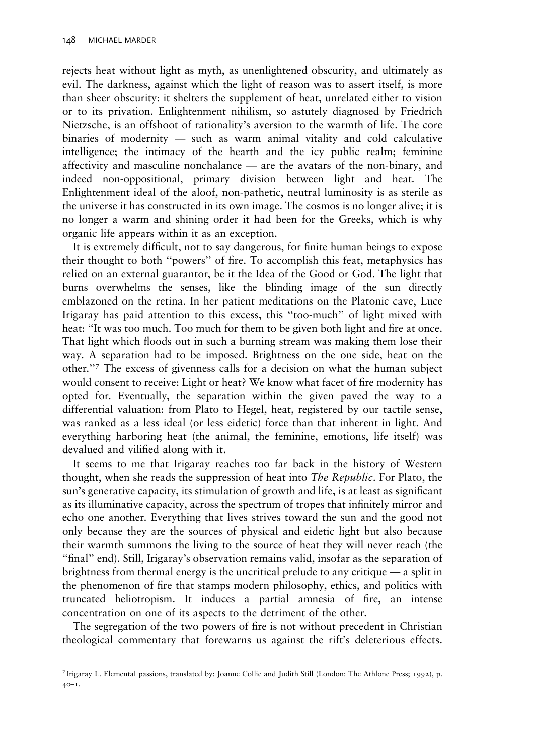rejects heat without light as myth, as unenlightened obscurity, and ultimately as evil. The darkness, against which the light of reason was to assert itself, is more than sheer obscurity: it shelters the supplement of heat, unrelated either to vision or to its privation. Enlightenment nihilism, so astutely diagnosed by Friedrich Nietzsche, is an offshoot of rationality's aversion to the warmth of life. The core binaries of modernity — such as warm animal vitality and cold calculative intelligence; the intimacy of the hearth and the icy public realm; feminine affectivity and masculine nonchalance — are the avatars of the non-binary, and indeed non-oppositional, primary division between light and heat. The Enlightenment ideal of the aloof, non-pathetic, neutral luminosity is as sterile as the universe it has constructed in its own image. The cosmos is no longer alive; it is no longer a warm and shining order it had been for the Greeks, which is why organic life appears within it as an exception.

It is extremely difficult, not to say dangerous, for finite human beings to expose their thought to both "powers" of fire. To accomplish this feat, metaphysics has relied on an external guarantor, be it the Idea of the Good or God. The light that burns overwhelms the senses, like the blinding image of the sun directly emblazoned on the retina. In her patient meditations on the Platonic cave, Luce Irigaray has paid attention to this excess, this "too-much" of light mixed with heat: "It was too much. Too much for them to be given both light and fire at once. That light which floods out in such a burning stream was making them lose their way. A separation had to be imposed. Brightness on the one side, heat on the other."[7] The excess of givenness calls for a decision on what the human subject would consent to receive: Light or heat? We know what facet of fire modernity has opted for. Eventually, the separation within the given paved the way to a differential valuation: from Plato to Hegel, heat, registered by our tactile sense, was ranked as a less ideal (or less eidetic) force than that inherent in light. And everything harboring heat (the animal, the feminine, emotions, life itself) was devalued and vilified along with it.

It seems to me that Irigaray reaches too far back in the history of Western thought, when she reads the suppression of heat into *The Republic*. For Plato, the sun's generative capacity, its stimulation of growth and life, is at least as significant as its illuminative capacity, across the spectrum of tropes that infinitely mirror and echo one another. Everything that lives strives toward the sun and the good not only because they are the sources of physical and eidetic light but also because their warmth summons the living to the source of heat they will never reach (the "final" end). Still, Irigaray's observation remains valid, insofar as the separation of brightness from thermal energy is the uncritical prelude to any critique — a split in the phenomenon of fire that stamps modern philosophy, ethics, and politics with truncated heliotropism. It induces a partial amnesia of fire, an intense concentration on one of its aspects to the detriment of the other.

The segregation of the two powers of fire is not without precedent in Christian theological commentary that forewarns us against the rift's deleterious effects.

[7] Irigaray L. Elemental passions, translated by: Joanne Collie and Judith Still (London: The Athlone Press; 1992), p. 40–1.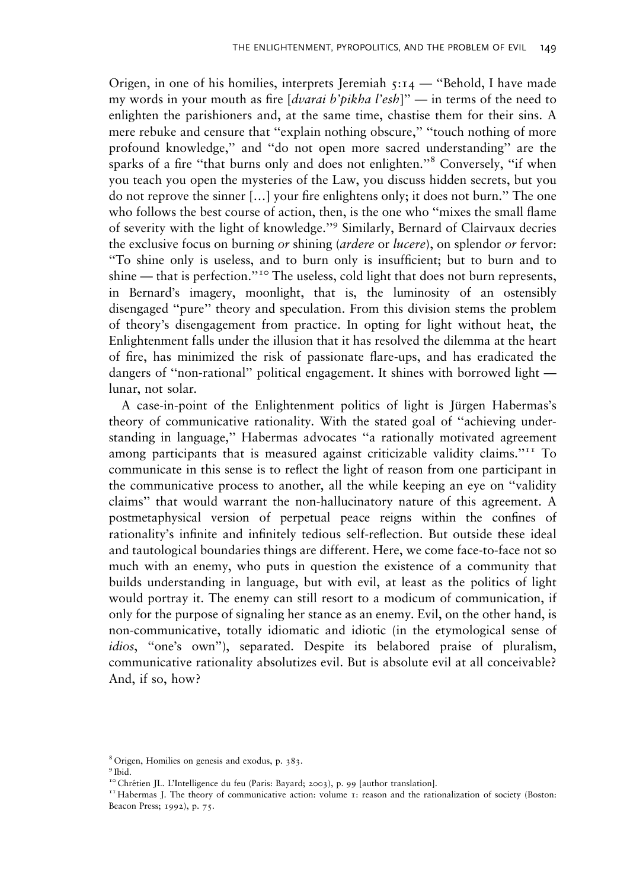Origen, in one of his homilies, interprets Jeremiah 5:14 — "Behold, I have made my words in your mouth as fire [*dvarai b'pikha l'esh*]" — in terms of the need to enlighten the parishioners and, at the same time, chastise them for their sins. A mere rebuke and censure that "explain nothing obscure," "touch nothing of more profound knowledge," and "do not open more sacred understanding" are the sparks of a fire "that burns only and does not enlighten."[8] Conversely, "if when you teach you open the mysteries of the Law, you discuss hidden secrets, but you do not reprove the sinner [...] your fire enlightens only; it does not burn." The one who follows the best course of action, then, is the one who "mixes the small flame of severity with the light of knowledge."[9] Similarly, Bernard of Clairvaux decries the exclusive focus on burning *or* shining (*ardere* or *lucere*), on splendor *or* fervor: "To shine only is useless, and to burn only is insufficient; but to burn and to shine — that is perfection."[10] The useless, cold light that does not burn represents, in Bernard's imagery, moonlight, that is, the luminosity of an ostensibly disengaged "pure" theory and speculation. From this division stems the problem of theory's disengagement from practice. In opting for light without heat, the Enlightenment falls under the illusion that it has resolved the dilemma at the heart of fire, has minimized the risk of passionate flare-ups, and has eradicated the dangers of "non-rational" political engagement. It shines with borrowed light — lunar, not solar.

A case-in-point of the Enlightenment politics of light is Jürgen Habermas's theory of communicative rationality. With the stated goal of "achieving understanding in language," Habermas advocates "a rationally motivated agreement among participants that is measured against criticizable validity claims."[11] To communicate in this sense is to reflect the light of reason from one participant in the communicative process to another, all the while keeping an eye on "validity claims" that would warrant the non-hallucinatory nature of this agreement. A postmetaphysical version of perpetual peace reigns within the confines of rationality's infinite and infinitely tedious self-reflection. But outside these ideal and tautological boundaries things are different. Here, we come face-to-face not so much with an enemy, who puts in question the existence of a community that builds understanding in language, but with evil, at least as the politics of light would portray it. The enemy can still resort to a modicum of communication, if only for the purpose of signaling her stance as an enemy. Evil, on the other hand, is non-communicative, totally idiomatic and idiotic (in the etymological sense of *idios*, "one's own"), separated. Despite its belabored praise of pluralism, communicative rationality absolutizes evil. But is absolute evil at all conceivable? And, if so, how?

[8] Origen, Homilies on genesis and exodus, p. 383.

[9] Ibid.

[10] Chrétien JL. L'Intelligence du feu (Paris: Bayard; 2003), p. 99 [author translation].

[11] Habermas J. The theory of communicative action: volume 1: reason and the rationalization of society (Boston: Beacon Press; 1992), p. 75.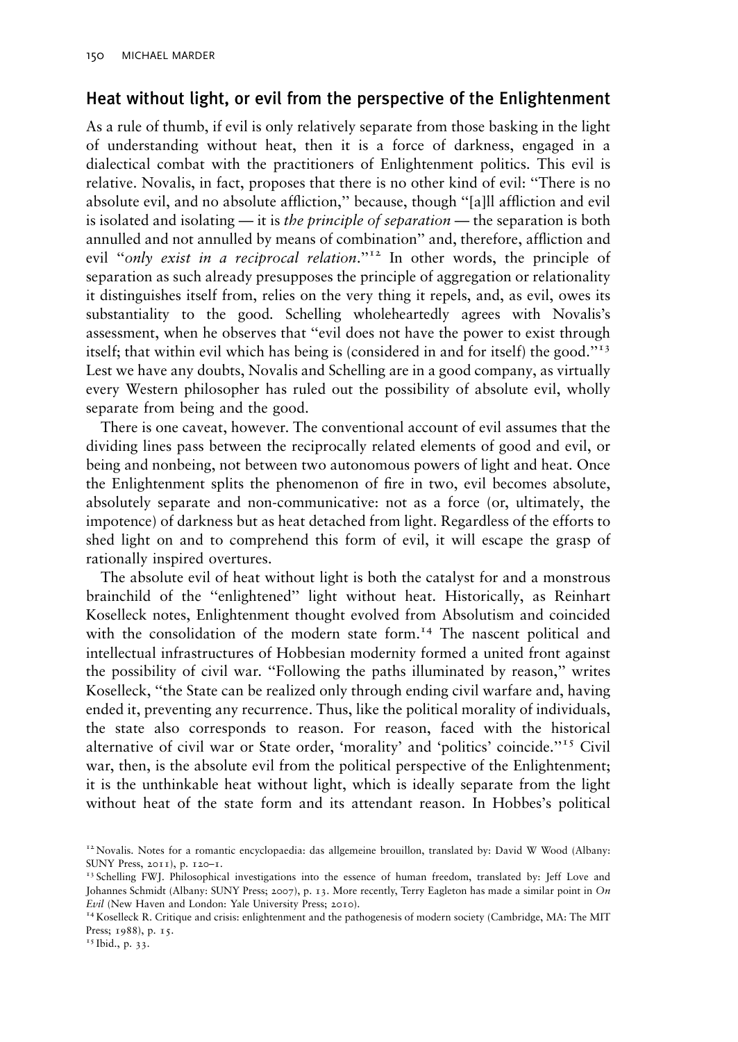## Heat without light, or evil from the perspective of the Enlightenment

As a rule of thumb, if evil is only relatively separate from those basking in the light of understanding without heat, then it is a force of darkness, engaged in a dialectical combat with the practitioners of Enlightenment politics. This evil is relative. Novalis, in fact, proposes that there is no other kind of evil: "There is no absolute evil, and no absolute affliction," because, though "[a]ll affliction and evil is isolated and isolating — it is *the principle of separation* — the separation is both annulled and not annulled by means of combination" and, therefore, affliction and evil "*only exist in a reciprocal relation*."[12] In other words, the principle of separation as such already presupposes the principle of aggregation or relationality it distinguishes itself from, relies on the very thing it repels, and, as evil, owes its substantiality to the good. Schelling wholeheartedly agrees with Novalis's assessment, when he observes that "evil does not have the power to exist through itself; that within evil which has being is (considered in and for itself) the good."[13] Lest we have any doubts, Novalis and Schelling are in a good company, as virtually every Western philosopher has ruled out the possibility of absolute evil, wholly separate from being and the good.

There is one caveat, however. The conventional account of evil assumes that the dividing lines pass between the reciprocally related elements of good and evil, or being and nonbeing, not between two autonomous powers of light and heat. Once the Enlightenment splits the phenomenon of fire in two, evil becomes absolute, absolutely separate and non-communicative: not as a force (or, ultimately, the impotence) of darkness but as heat detached from light. Regardless of the efforts to shed light on and to comprehend this form of evil, it will escape the grasp of rationally inspired overtures.

The absolute evil of heat without light is both the catalyst for and a monstrous brainchild of the "enlightened" light without heat. Historically, as Reinhart Koselleck notes, Enlightenment thought evolved from Absolutism and coincided with the consolidation of the modern state form.[14] The nascent political and intellectual infrastructures of Hobbesian modernity formed a united front against the possibility of civil war. "Following the paths illuminated by reason," writes Koselleck, "the State can be realized only through ending civil warfare and, having ended it, preventing any recurrence. Thus, like the political morality of individuals, the state also corresponds to reason. For reason, faced with the historical alternative of civil war or State order, 'morality' and 'politics' coincide."[15] Civil war, then, is the absolute evil from the political perspective of the Enlightenment; it is the unthinkable heat without light, which is ideally separate from the light without heat of the state form and its attendant reason. In Hobbes's political

[12] Novalis. Notes for a romantic encyclopaedia: das allgemeine brouillon, translated by: David W Wood (Albany: SUNY Press, 2011), p. 120–1.

[13] Schelling FWJ. Philosophical investigations into the essence of human freedom, translated by: Jeff Love and Johannes Schmidt (Albany: SUNY Press; 2007), p. 13. More recently, Terry Eagleton has made a similar point in *On Evil* (New Haven and London: Yale University Press; 2010).

[14] Koselleck R. Critique and crisis: enlightenment and the pathogenesis of modern society (Cambridge, MA: The MIT Press; 1988), p. 15.

[15] Ibid., p. 33.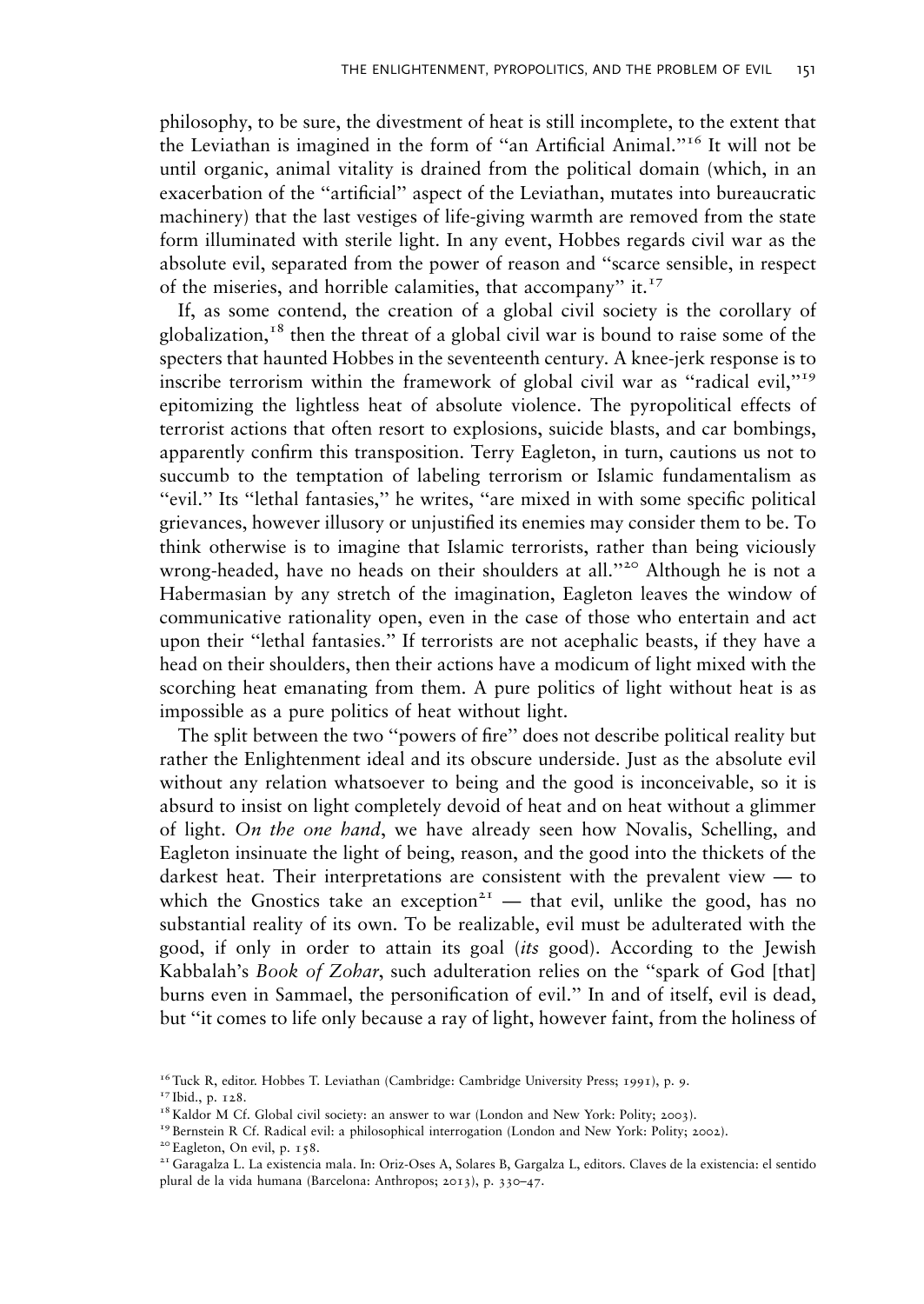philosophy, to be sure, the divestment of heat is still incomplete, to the extent that the Leviathan is imagined in the form of "an Artificial Animal."[16] It will not be until organic, animal vitality is drained from the political domain (which, in an exacerbation of the "artificial" aspect of the Leviathan, mutates into bureaucratic machinery) that the last vestiges of life-giving warmth are removed from the state form illuminated with sterile light. In any event, Hobbes regards civil war as the absolute evil, separated from the power of reason and "scarce sensible, in respect of the miseries, and horrible calamities, that accompany" it.[17]

If, as some contend, the creation of a global civil society is the corollary of globalization,[18] then the threat of a global civil war is bound to raise some of the specters that haunted Hobbes in the seventeenth century. A knee-jerk response is to inscribe terrorism within the framework of global civil war as "radical evil,"[19] epitomizing the lightless heat of absolute violence. The pyropolitical effects of terrorist actions that often resort to explosions, suicide blasts, and car bombings, apparently confirm this transposition. Terry Eagleton, in turn, cautions us not to succumb to the temptation of labeling terrorism or Islamic fundamentalism as "evil." Its "lethal fantasies," he writes, "are mixed in with some specific political grievances, however illusory or unjustified its enemies may consider them to be. To think otherwise is to imagine that Islamic terrorists, rather than being viciously wrong-headed, have no heads on their shoulders at all."[20] Although he is not a Habermasian by any stretch of the imagination, Eagleton leaves the window of communicative rationality open, even in the case of those who entertain and act upon their "lethal fantasies." If terrorists are not acephalic beasts, if they have a head on their shoulders, then their actions have a modicum of light mixed with the scorching heat emanating from them. A pure politics of light without heat is as impossible as a pure politics of heat without light.

The split between the two "powers of fire" does not describe political reality but rather the Enlightenment ideal and its obscure underside. Just as the absolute evil without any relation whatsoever to being and the good is inconceivable, so it is absurd to insist on light completely devoid of heat and on heat without a glimmer of light. *On the one hand*, we have already seen how Novalis, Schelling, and Eagleton insinuate the light of being, reason, and the good into the thickets of the darkest heat. Their interpretations are consistent with the prevalent view — to which the Gnostics take an exception[21] — that evil, unlike the good, has no substantial reality of its own. To be realizable, evil must be adulterated with the good, if only in order to attain its goal (*its* good). According to the Jewish Kabbalah's *Book of Zohar*, such adulteration relies on the "spark of God [that] burns even in Sammael, the personification of evil." In and of itself, evil is dead, but "it comes to life only because a ray of light, however faint, from the holiness of

[16] Tuck R, editor. Hobbes T. Leviathan (Cambridge: Cambridge University Press; 1991), p. 9.

[17] Ibid., p. 128.

[18] Kaldor M Cf. Global civil society: an answer to war (London and New York: Polity; 2003).

[19] Bernstein R Cf. Radical evil: a philosophical interrogation (London and New York: Polity; 2002).

[20] Eagleton, On evil, p. 158.

[21] Garagalza L. La existencia mala. In: Oriz-Oses A, Solares B, Gargalza L, editors. Claves de la existencia: el sentido plural de la vida humana (Barcelona: Anthropos; 2013), p. 330–47.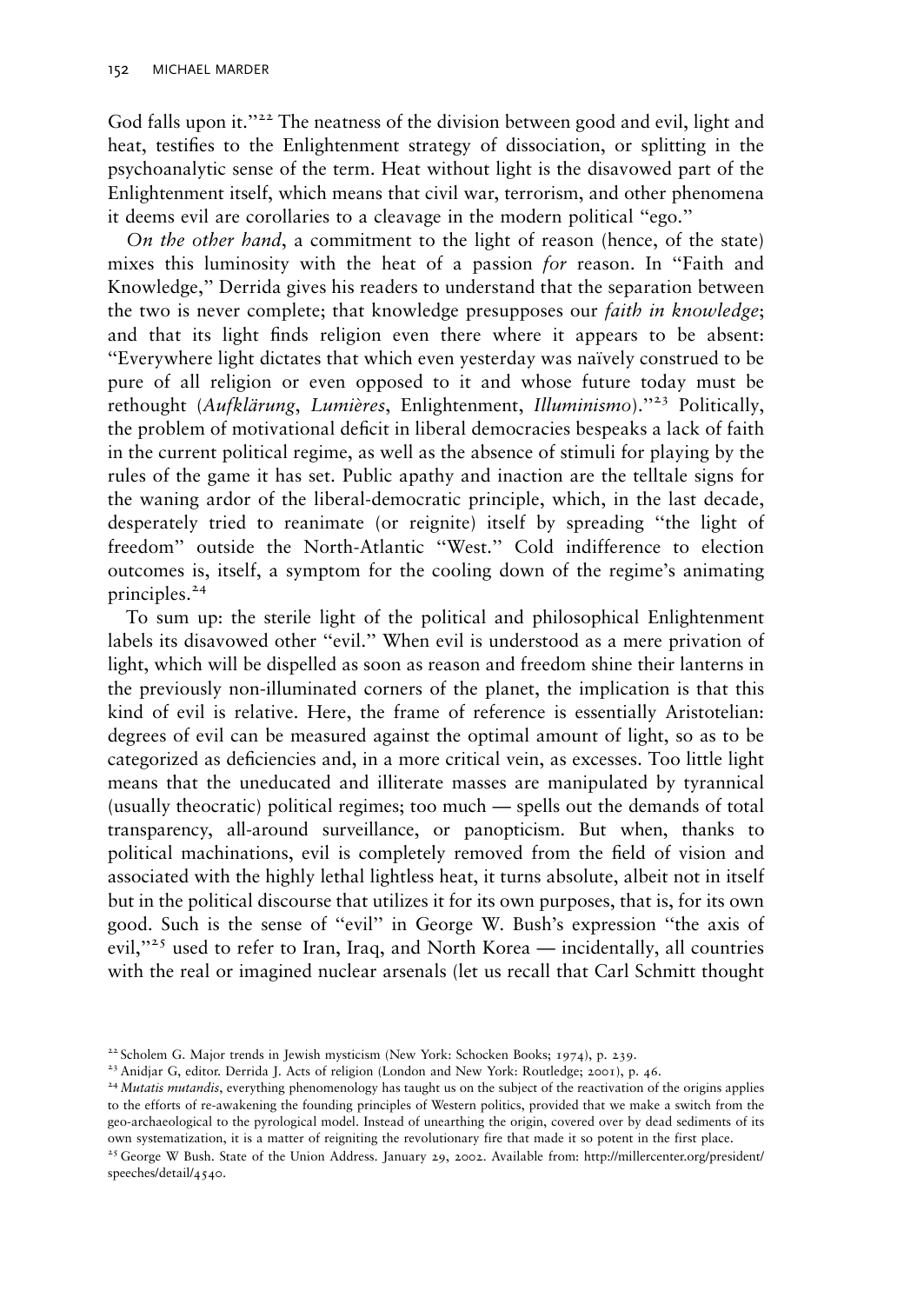God falls upon it."[22] The neatness of the division between good and evil, light and heat, testifies to the Enlightenment strategy of dissociation, or splitting in the psychoanalytic sense of the term. Heat without light is the disavowed part of the Enlightenment itself, which means that civil war, terrorism, and other phenomena it deems evil are corollaries to a cleavage in the modern political "ego."

*On the other hand*, a commitment to the light of reason (hence, of the state) mixes this luminosity with the heat of a passion *for* reason. In "Faith and Knowledge," Derrida gives his readers to understand that the separation between the two is never complete; that knowledge presupposes our *faith in knowledge*; and that its light finds religion even there where it appears to be absent: "Everywhere light dictates that which even yesterday was naïvely construed to be pure of all religion or even opposed to it and whose future today must be rethought (*Aufklärung*, *Lumières*, Enlightenment, *Illuminismo*)."[23] Politically, the problem of motivational deficit in liberal democracies bespeaks a lack of faith in the current political regime, as well as the absence of stimuli for playing by the rules of the game it has set. Public apathy and inaction are the telltale signs for the waning ardor of the liberal-democratic principle, which, in the last decade, desperately tried to reanimate (or reignite) itself by spreading "the light of freedom" outside the North-Atlantic "West." Cold indifference to election outcomes is, itself, a symptom for the cooling down of the regime's animating principles.[24]

To sum up: the sterile light of the political and philosophical Enlightenment labels its disavowed other "evil." When evil is understood as a mere privation of light, which will be dispelled as soon as reason and freedom shine their lanterns in the previously non-illuminated corners of the planet, the implication is that this kind of evil is relative. Here, the frame of reference is essentially Aristotelian: degrees of evil can be measured against the optimal amount of light, so as to be categorized as deficiencies and, in a more critical vein, as excesses. Too little light means that the uneducated and illiterate masses are manipulated by tyrannical (usually theocratic) political regimes; too much — spells out the demands of total transparency, all-around surveillance, or panopticism. But when, thanks to political machinations, evil is completely removed from the field of vision and associated with the highly lethal lightless heat, it turns absolute, albeit not in itself but in the political discourse that utilizes it for its own purposes, that is, for its own good. Such is the sense of "evil" in George W. Bush's expression "the axis of evil,"[25] used to refer to Iran, Iraq, and North Korea — incidentally, all countries with the real or imagined nuclear arsenals (let us recall that Carl Schmitt thought

[22] Scholem G. Major trends in Jewish mysticism (New York: Schocken Books; 1974), p. 239.

[23] Anidjar G, editor. Derrida J. Acts of religion (London and New York: Routledge; 2001), p. 46.

[24] *Mutatis mutandis*, everything phenomenology has taught us on the subject of the reactivation of the origins applies to the efforts of re-awakening the founding principles of Western politics, provided that we make a switch from the geo-archaeological to the pyrological model. Instead of unearthing the origin, covered over by dead sediments of its own systematization, it is a matter of reigniting the revolutionary fire that made it so potent in the first place.

[25] George W Bush. State of the Union Address. January 29, 2002. Available from: http://millercenter.org/president/speeches/detail/4540.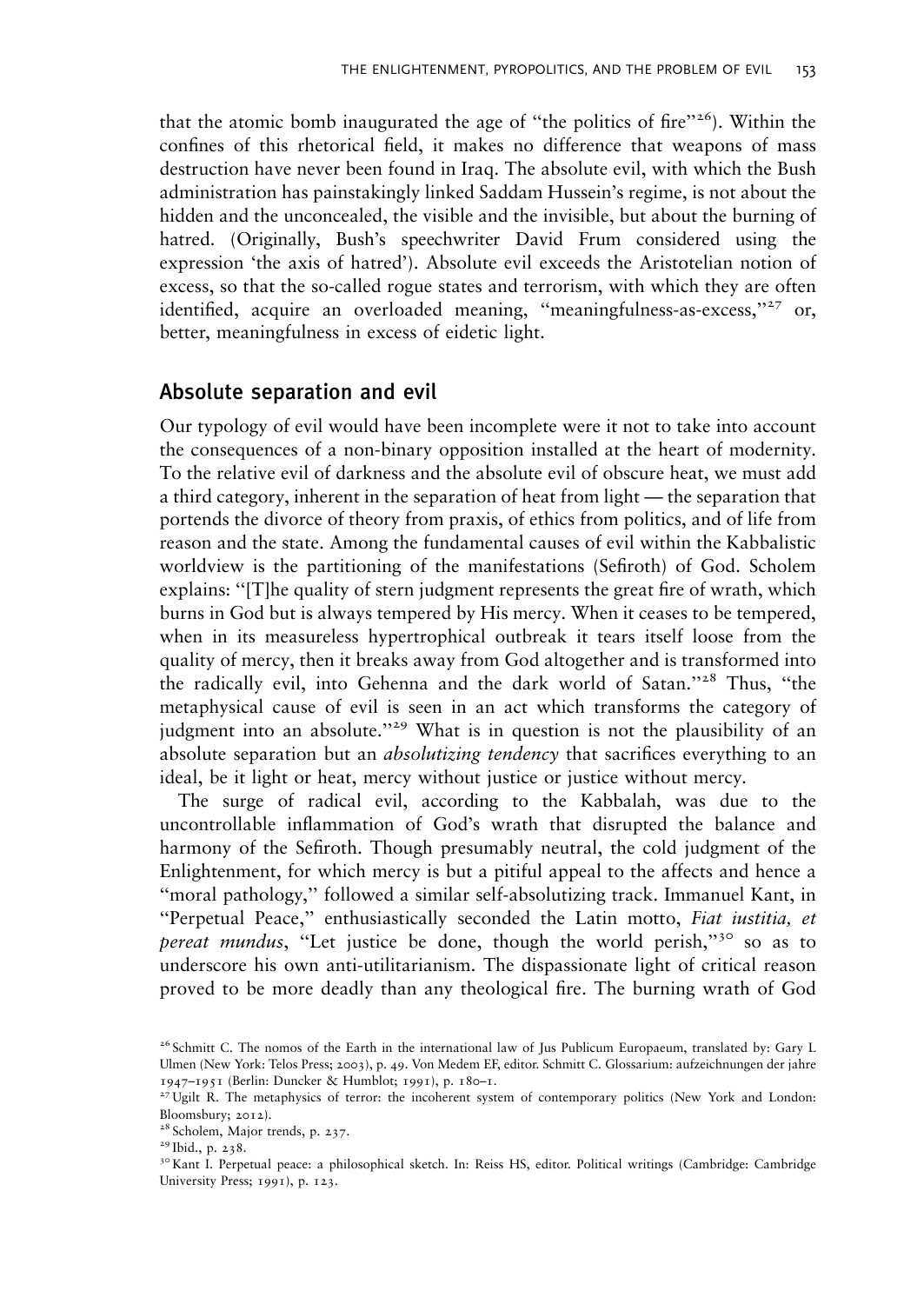that the atomic bomb inaugurated the age of "the politics of fire"[26]). Within the confines of this rhetorical field, it makes no difference that weapons of mass destruction have never been found in Iraq. The absolute evil, with which the Bush administration has painstakingly linked Saddam Hussein's regime, is not about the hidden and the unconcealed, the visible and the invisible, but about the burning of hatred. (Originally, Bush's speechwriter David Frum considered using the expression 'the axis of hatred'). Absolute evil exceeds the Aristotelian notion of excess, so that the so-called rogue states and terrorism, with which they are often identified, acquire an overloaded meaning, "meaningfulness-as-excess,"[27] or, better, meaningfulness in excess of eidetic light.

## Absolute separation and evil

Our typology of evil would have been incomplete were it not to take into account the consequences of a non-binary opposition installed at the heart of modernity. To the relative evil of darkness and the absolute evil of obscure heat, we must add a third category, inherent in the separation of heat from light — the separation that portends the divorce of theory from praxis, of ethics from politics, and of life from reason and the state. Among the fundamental causes of evil within the Kabbalistic worldview is the partitioning of the manifestations (Sefiroth) of God. Scholem explains: "[T]he quality of stern judgment represents the great fire of wrath, which burns in God but is always tempered by His mercy. When it ceases to be tempered, when in its measureless hypertrophical outbreak it tears itself loose from the quality of mercy, then it breaks away from God altogether and is transformed into the radically evil, into Gehenna and the dark world of Satan."[28] Thus, "the metaphysical cause of evil is seen in an act which transforms the category of judgment into an absolute."[29] What is in question is not the plausibility of an absolute separation but an *absolutizing tendency* that sacrifices everything to an ideal, be it light or heat, mercy without justice or justice without mercy.

The surge of radical evil, according to the Kabbalah, was due to the uncontrollable inflammation of God's wrath that disrupted the balance and harmony of the Sefiroth. Though presumably neutral, the cold judgment of the Enlightenment, for which mercy is but a pitiful appeal to the affects and hence a "moral pathology," followed a similar self-absolutizing track. Immanuel Kant, in "Perpetual Peace," enthusiastically seconded the Latin motto, *Fiat iustitia, et pereat mundus*, "Let justice be done, though the world perish,"[30] so as to underscore his own anti-utilitarianism. The dispassionate light of critical reason proved to be more deadly than any theological fire. The burning wrath of God

[26] Schmitt C. The nomos of the Earth in the international law of Jus Publicum Europaeum, translated by: Gary L Ulmen (New York: Telos Press; 2003), p. 49. Von Medem EF, editor. Schmitt C. Glossarium: aufzeichnungen der jahre 1947–1951 (Berlin: Duncker & Humblot; 1991), p. 180–1.

[27] Ugilt R. The metaphysics of terror: the incoherent system of contemporary politics (New York and London: Bloomsbury; 2012).

[28] Scholem, Major trends, p. 237.

[29] Ibid., p. 238.

[30] Kant I. Perpetual peace: a philosophical sketch. In: Reiss HS, editor. Political writings (Cambridge: Cambridge University Press; 1991), p. 123.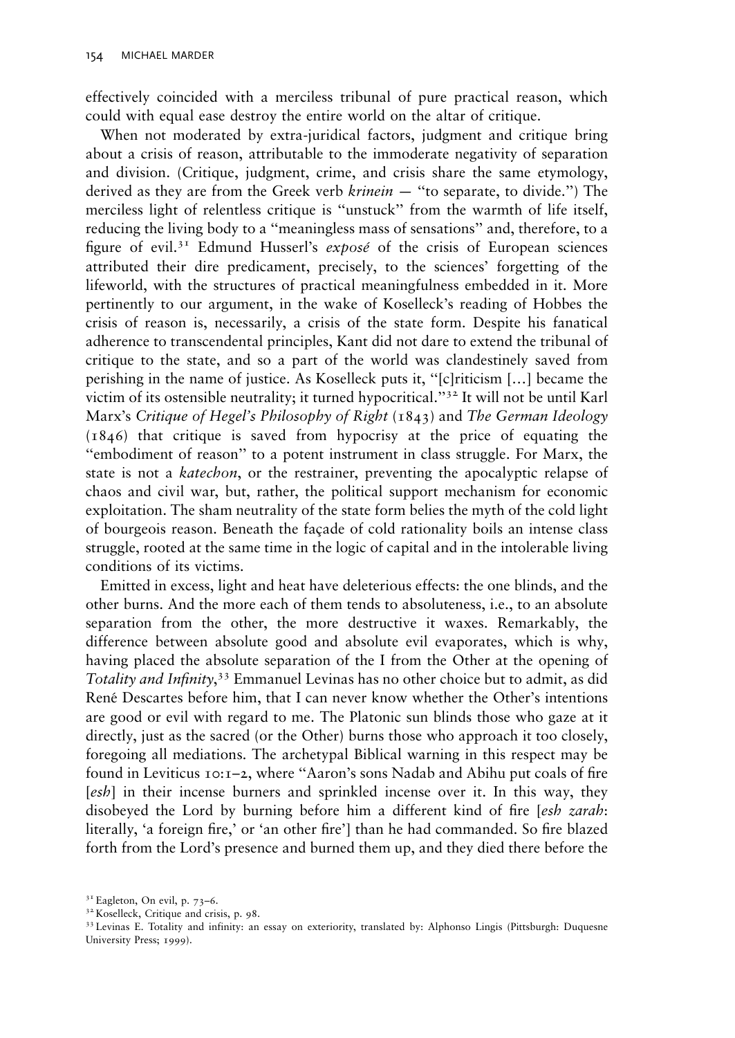effectively coincided with a merciless tribunal of pure practical reason, which could with equal ease destroy the entire world on the altar of critique.

When not moderated by extra-juridical factors, judgment and critique bring about a crisis of reason, attributable to the immoderate negativity of separation and division. (Critique, judgment, crime, and crisis share the same etymology, derived as they are from the Greek verb *krinein* — "to separate, to divide.") The merciless light of relentless critique is "unstuck" from the warmth of life itself, reducing the living body to a "meaningless mass of sensations" and, therefore, to a figure of evil.[31] Edmund Husserl's *exposé* of the crisis of European sciences attributed their dire predicament, precisely, to the sciences' forgetting of the lifeworld, with the structures of practical meaningfulness embedded in it. More pertinently to our argument, in the wake of Koselleck's reading of Hobbes the crisis of reason is, necessarily, a crisis of the state form. Despite his fanatical adherence to transcendental principles, Kant did not dare to extend the tribunal of critique to the state, and so a part of the world was clandestinely saved from perishing in the name of justice. As Koselleck puts it, "[c]riticism [...] became the victim of its ostensible neutrality; it turned hypocritical."[32] It will not be until Karl Marx's *Critique of Hegel's Philosophy of Right* (1843) and *The German Ideology* (1846) that critique is saved from hypocrisy at the price of equating the "embodiment of reason" to a potent instrument in class struggle. For Marx, the state is not a *katechon*, or the restrainer, preventing the apocalyptic relapse of chaos and civil war, but, rather, the political support mechanism for economic exploitation. The sham neutrality of the state form belies the myth of the cold light of bourgeois reason. Beneath the façade of cold rationality boils an intense class struggle, rooted at the same time in the logic of capital and in the intolerable living conditions of its victims.

Emitted in excess, light and heat have deleterious effects: the one blinds, and the other burns. And the more each of them tends to absoluteness, i.e., to an absolute separation from the other, the more destructive it waxes. Remarkably, the difference between absolute good and absolute evil evaporates, which is why, having placed the absolute separation of the I from the Other at the opening of *Totality and Infinity*,[33] Emmanuel Levinas has no other choice but to admit, as did René Descartes before him, that I can never know whether the Other's intentions are good or evil with regard to me. The Platonic sun blinds those who gaze at it directly, just as the sacred (or the Other) burns those who approach it too closely, foregoing all mediations. The archetypal Biblical warning in this respect may be found in Leviticus 10:1–2, where "Aaron's sons Nadab and Abihu put coals of fire [*esh*] in their incense burners and sprinkled incense over it. In this way, they disobeyed the Lord by burning before him a different kind of fire [*esh zarah*: literally, 'a foreign fire,' or 'an other fire'] than he had commanded. So fire blazed forth from the Lord's presence and burned them up, and they died there before the

[31] Eagleton, On evil, p. 73–6.

[32] Koselleck, Critique and crisis, p. 98.

[33] Levinas E. Totality and infinity: an essay on exteriority, translated by: Alphonso Lingis (Pittsburgh: Duquesne University Press; 1999).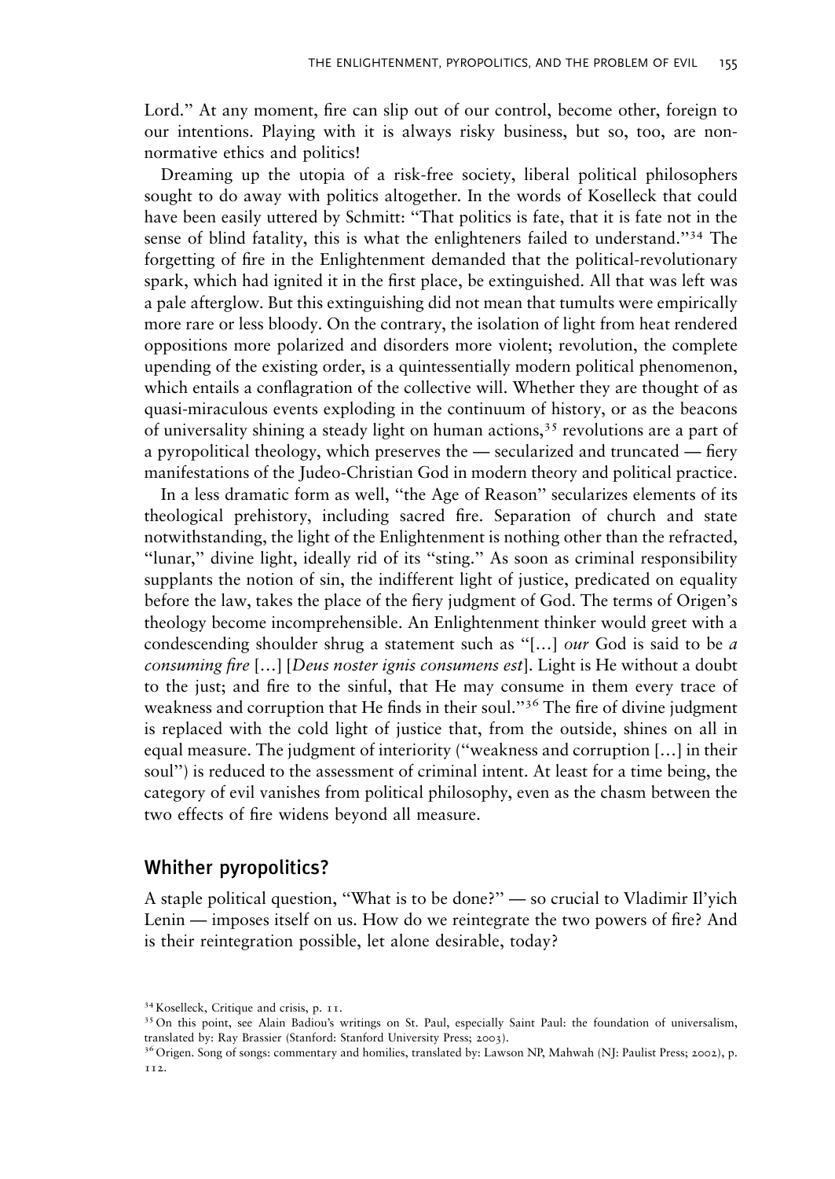Lord." At any moment, fire can slip out of our control, become other, foreign to our intentions. Playing with it is always risky business, but so, too, are non-normative ethics and politics!

Dreaming up the utopia of a risk-free society, liberal political philosophers sought to do away with politics altogether. In the words of Koselleck that could have been easily uttered by Schmitt: "That politics is fate, that it is fate not in the sense of blind fatality, this is what the enlighteners failed to understand."[34] The forgetting of fire in the Enlightenment demanded that the political-revolutionary spark, which had ignited it in the first place, be extinguished. All that was left was a pale afterglow. But this extinguishing did not mean that tumults were empirically more rare or less bloody. On the contrary, the isolation of light from heat rendered oppositions more polarized and disorders more violent; revolution, the complete upending of the existing order, is a quintessentially modern political phenomenon, which entails a conflagration of the collective will. Whether they are thought of as quasi-miraculous events exploding in the continuum of history, or as the beacons of universality shining a steady light on human actions,[35] revolutions are a part of a pyropolitical theology, which preserves the — secularized and truncated — fiery manifestations of the Judeo-Christian God in modern theory and political practice.

In a less dramatic form as well, "the Age of Reason" secularizes elements of its theological prehistory, including sacred fire. Separation of church and state notwithstanding, the light of the Enlightenment is nothing other than the refracted, "lunar," divine light, ideally rid of its "sting." As soon as criminal responsibility supplants the notion of sin, the indifferent light of justice, predicated on equality before the law, takes the place of the fiery judgment of God. The terms of Origen's theology become incomprehensible. An Enlightenment thinker would greet with a condescending shoulder shrug a statement such as "[…] *our* God is said to be *a consuming fire* […] [*Deus noster ignis consumens est*]. Light is He without a doubt to the just; and fire to the sinful, that He may consume in them every trace of weakness and corruption that He finds in their soul."[36] The fire of divine judgment is replaced with the cold light of justice that, from the outside, shines on all in equal measure. The judgment of interiority ("weakness and corruption […] in their soul") is reduced to the assessment of criminal intent. At least for a time being, the category of evil vanishes from political philosophy, even as the chasm between the two effects of fire widens beyond all measure.

## Whither pyropolitics?

A staple political question, "What is to be done?" — so crucial to Vladimir Il'yich Lenin — imposes itself on us. How do we reintegrate the two powers of fire? And is their reintegration possible, let alone desirable, today?

[34] Koselleck, Critique and crisis, p. 11.

[35] On this point, see Alain Badiou's writings on St. Paul, especially Saint Paul: the foundation of universalism, translated by: Ray Brassier (Stanford: Stanford University Press; 2003).

[36] Origen. Song of songs: commentary and homilies, translated by: Lawson NP, Mahwah (NJ: Paulist Press; 2002), p. 112.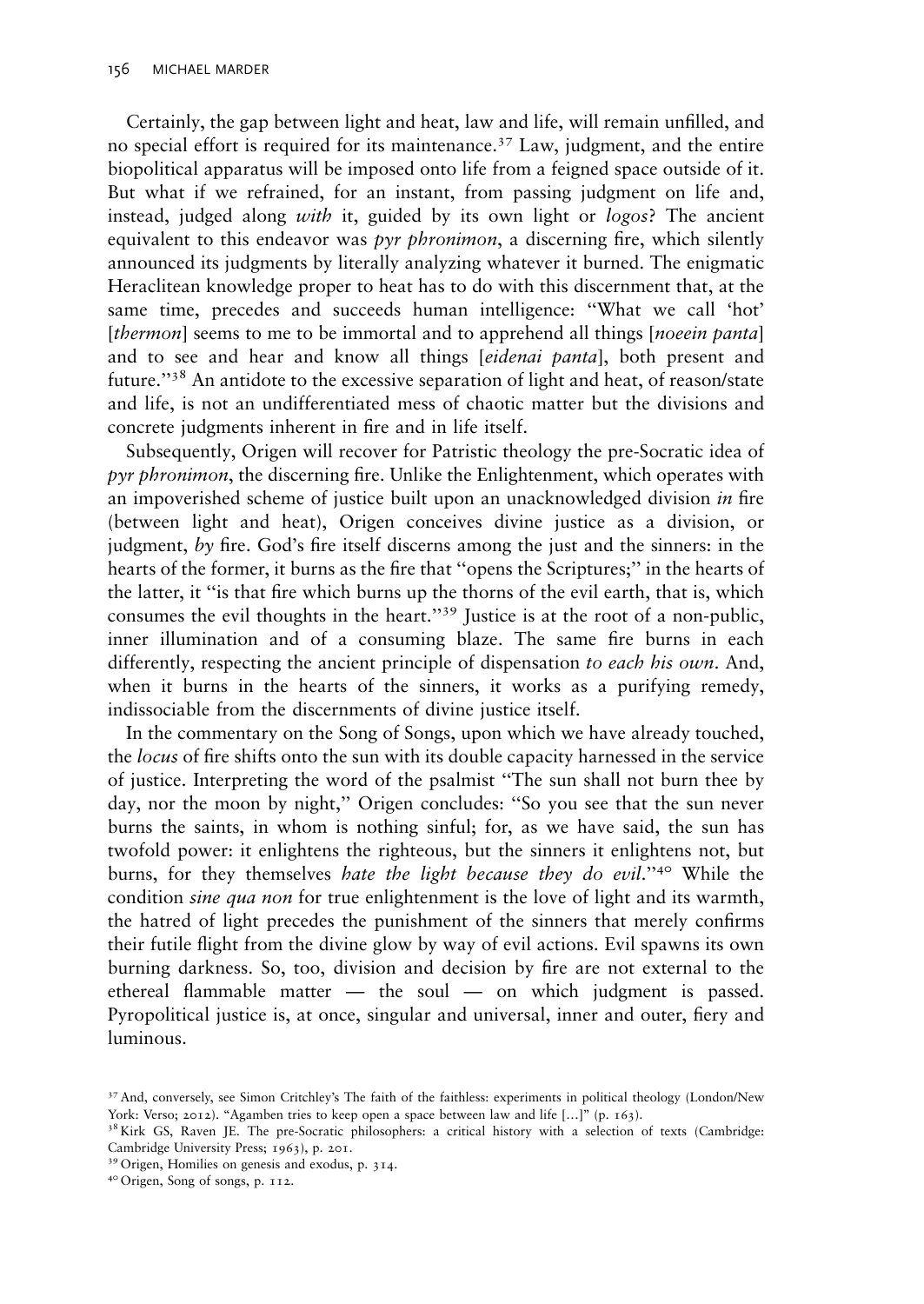Certainly, the gap between light and heat, law and life, will remain unfilled, and no special effort is required for its maintenance.[37] Law, judgment, and the entire biopolitical apparatus will be imposed onto life from a feigned space outside of it. But what if we refrained, for an instant, from passing judgment on life and, instead, judged along *with* it, guided by its own light or *logos*? The ancient equivalent to this endeavor was *pyr phronimon*, a discerning fire, which silently announced its judgments by literally analyzing whatever it burned. The enigmatic Heraclitean knowledge proper to heat has to do with this discernment that, at the same time, precedes and succeeds human intelligence: "What we call 'hot' [*thermon*] seems to me to be immortal and to apprehend all things [*noeein panta*] and to see and hear and know all things [*eidenai panta*], both present and future."[38] An antidote to the excessive separation of light and heat, of reason/state and life, is not an undifferentiated mess of chaotic matter but the divisions and concrete judgments inherent in fire and in life itself.

Subsequently, Origen will recover for Patristic theology the pre-Socratic idea of *pyr phronimon*, the discerning fire. Unlike the Enlightenment, which operates with an impoverished scheme of justice built upon an unacknowledged division *in* fire (between light and heat), Origen conceives divine justice as a division, or judgment, *by* fire. God's fire itself discerns among the just and the sinners: in the hearts of the former, it burns as the fire that "opens the Scriptures;" in the hearts of the latter, it "is that fire which burns up the thorns of the evil earth, that is, which consumes the evil thoughts in the heart."[39] Justice is at the root of a non-public, inner illumination and of a consuming blaze. The same fire burns in each differently, respecting the ancient principle of dispensation *to each his own*. And, when it burns in the hearts of the sinners, it works as a purifying remedy, indissociable from the discernments of divine justice itself.

In the commentary on the Song of Songs, upon which we have already touched, the *locus* of fire shifts onto the sun with its double capacity harnessed in the service of justice. Interpreting the word of the psalmist "The sun shall not burn thee by day, nor the moon by night," Origen concludes: "So you see that the sun never burns the saints, in whom is nothing sinful; for, as we have said, the sun has twofold power: it enlightens the righteous, but the sinners it enlightens not, but burns, for they themselves *hate the light because they do evil*."[40] While the condition *sine qua non* for true enlightenment is the love of light and its warmth, the hatred of light precedes the punishment of the sinners that merely confirms their futile flight from the divine glow by way of evil actions. Evil spawns its own burning darkness. So, too, division and decision by fire are not external to the ethereal flammable matter — the soul — on which judgment is passed. Pyropolitical justice is, at once, singular and universal, inner and outer, fiery and luminous.

[37] And, conversely, see Simon Critchley's The faith of the faithless: experiments in political theology (London/New York: Verso; 2012). "Agamben tries to keep open a space between law and life [...]" (p. 163).

[38] Kirk GS, Raven JE. The pre-Socratic philosophers: a critical history with a selection of texts (Cambridge: Cambridge University Press; 1963), p. 201.

[39] Origen, Homilies on genesis and exodus, p. 314.

[40] Origen, Song of songs, p. 112.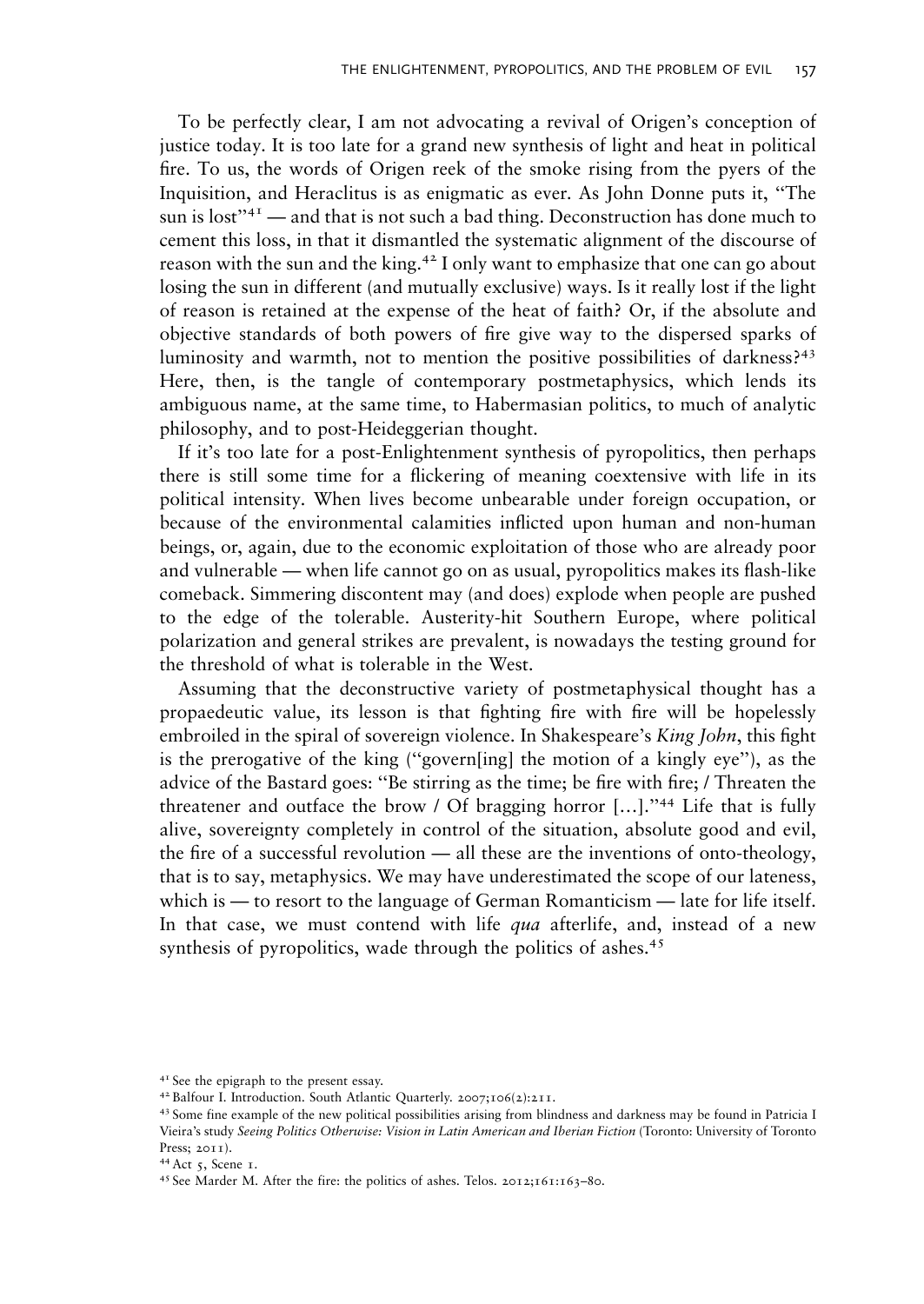To be perfectly clear, I am not advocating a revival of Origen's conception of justice today. It is too late for a grand new synthesis of light and heat in political fire. To us, the words of Origen reek of the smoke rising from the pyers of the Inquisition, and Heraclitus is as enigmatic as ever. As John Donne puts it, "The sun is lost"[41] — and that is not such a bad thing. Deconstruction has done much to cement this loss, in that it dismantled the systematic alignment of the discourse of reason with the sun and the king.[42] I only want to emphasize that one can go about losing the sun in different (and mutually exclusive) ways. Is it really lost if the light of reason is retained at the expense of the heat of faith? Or, if the absolute and objective standards of both powers of fire give way to the dispersed sparks of luminosity and warmth, not to mention the positive possibilities of darkness?[43] Here, then, is the tangle of contemporary postmetaphysics, which lends its ambiguous name, at the same time, to Habermasian politics, to much of analytic philosophy, and to post-Heideggerian thought.

If it's too late for a post-Enlightenment synthesis of pyropolitics, then perhaps there is still some time for a flickering of meaning coextensive with life in its political intensity. When lives become unbearable under foreign occupation, or because of the environmental calamities inflicted upon human and non-human beings, or, again, due to the economic exploitation of those who are already poor and vulnerable — when life cannot go on as usual, pyropolitics makes its flash-like comeback. Simmering discontent may (and does) explode when people are pushed to the edge of the tolerable. Austerity-hit Southern Europe, where political polarization and general strikes are prevalent, is nowadays the testing ground for the threshold of what is tolerable in the West.

Assuming that the deconstructive variety of postmetaphysical thought has a propaedeutic value, its lesson is that fighting fire with fire will be hopelessly embroiled in the spiral of sovereign violence. In Shakespeare's *King John*, this fight is the prerogative of the king ("govern[ing] the motion of a kingly eye"), as the advice of the Bastard goes: "Be stirring as the time; be fire with fire; / Threaten the threatener and outface the brow / Of bragging horror [...]."[44] Life that is fully alive, sovereignty completely in control of the situation, absolute good and evil, the fire of a successful revolution — all these are the inventions of onto-theology, that is to say, metaphysics. We may have underestimated the scope of our lateness, which is — to resort to the language of German Romanticism — late for life itself. In that case, we must contend with life *qua* afterlife, and, instead of a new synthesis of pyropolitics, wade through the politics of ashes.[45]

---

[41] See the epigraph to the present essay.

[42] Balfour I. Introduction. South Atlantic Quarterly. 2007;106(2):211.

[43] Some fine example of the new political possibilities arising from blindness and darkness may be found in Patricia I Vieira's study *Seeing Politics Otherwise: Vision in Latin American and Iberian Fiction* (Toronto: University of Toronto Press; 2011).

[44] Act 5, Scene 1.

[45] See Marder M. After the fire: the politics of ashes. Telos. 2012;161:163–80.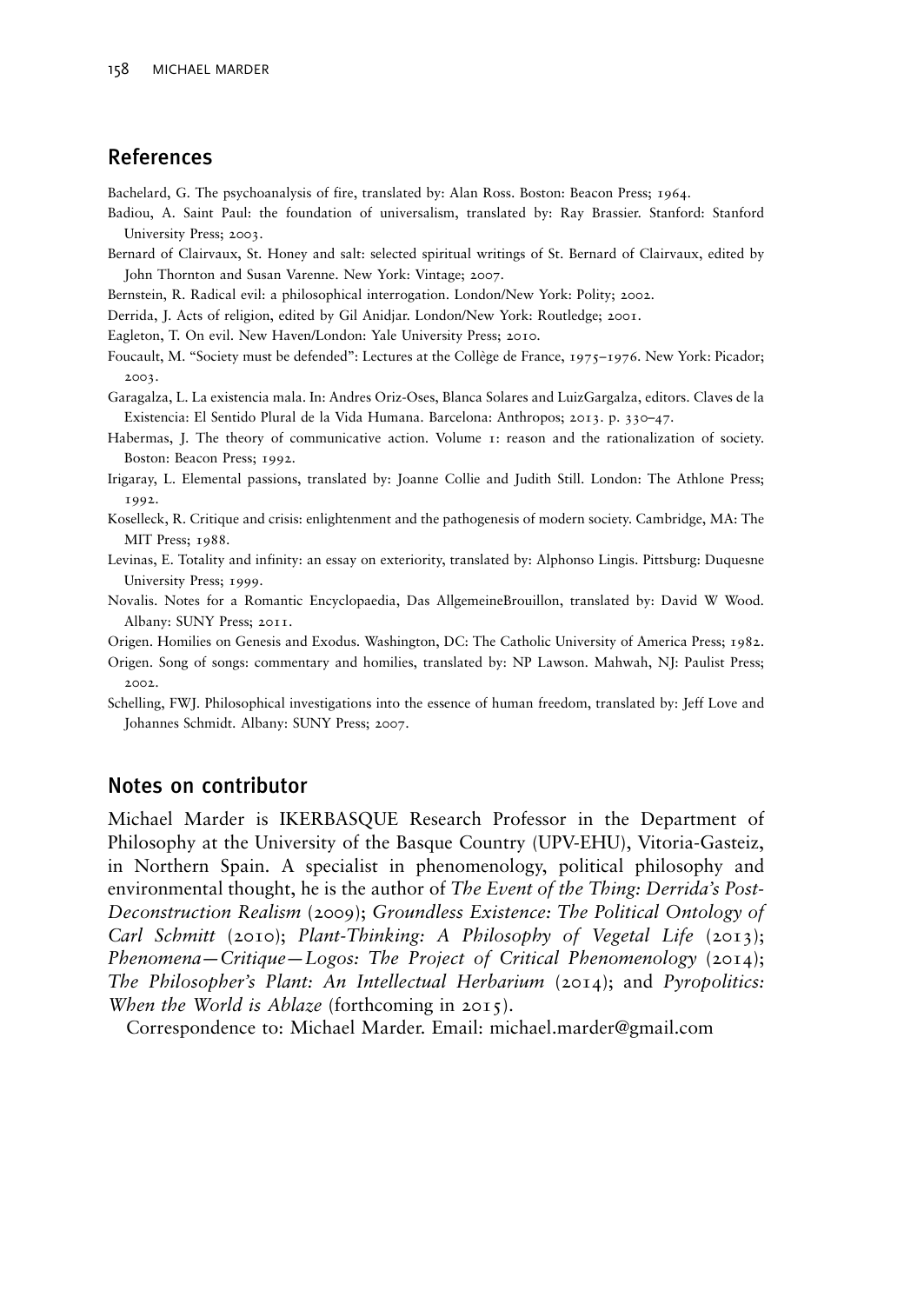## References

Bachelard, G. The psychoanalysis of fire, translated by: Alan Ross. Boston: Beacon Press; 1964.

Badiou, A. Saint Paul: the foundation of universalism, translated by: Ray Brassier. Stanford: Stanford University Press; 2003.

Bernard of Clairvaux, St. Honey and salt: selected spiritual writings of St. Bernard of Clairvaux, edited by John Thornton and Susan Varenne. New York: Vintage; 2007.

Bernstein, R. Radical evil: a philosophical interrogation. London/New York: Polity; 2002.

Derrida, J. Acts of religion, edited by Gil Anidjar. London/New York: Routledge; 2001.

Eagleton, T. On evil. New Haven/London: Yale University Press; 2010.

Foucault, M. "Society must be defended": Lectures at the Collège de France, 1975–1976. New York: Picador; 2003.

Garagalza, L. La existencia mala. In: Andres Oriz-Oses, Blanca Solares and LuizGargalza, editors. Claves de la Existencia: El Sentido Plural de la Vida Humana. Barcelona: Anthropos; 2013. p. 330–47.

Habermas, J. The theory of communicative action. Volume 1: reason and the rationalization of society. Boston: Beacon Press; 1992.

Irigaray, L. Elemental passions, translated by: Joanne Collie and Judith Still. London: The Athlone Press; 1992.

Koselleck, R. Critique and crisis: enlightenment and the pathogenesis of modern society. Cambridge, MA: The MIT Press; 1988.

Levinas, E. Totality and infinity: an essay on exteriority, translated by: Alphonso Lingis. Pittsburg: Duquesne University Press; 1999.

Novalis. Notes for a Romantic Encyclopaedia, Das AllgemeineBrouillon, translated by: David W Wood. Albany: SUNY Press; 2011.

Origen. Homilies on Genesis and Exodus. Washington, DC: The Catholic University of America Press; 1982.

Origen. Song of songs: commentary and homilies, translated by: NP Lawson. Mahwah, NJ: Paulist Press; 2002.

Schelling, FWJ. Philosophical investigations into the essence of human freedom, translated by: Jeff Love and Johannes Schmidt. Albany: SUNY Press; 2007.

## Notes on contributor

Michael Marder is IKERBASQUE Research Professor in the Department of Philosophy at the University of the Basque Country (UPV-EHU), Vitoria-Gasteiz, in Northern Spain. A specialist in phenomenology, political philosophy and environmental thought, he is the author of *The Event of the Thing: Derrida's Post-Deconstruction Realism* (2009); *Groundless Existence: The Political Ontology of Carl Schmitt* (2010); *Plant-Thinking: A Philosophy of Vegetal Life* (2013); *Phenomena—Critique—Logos: The Project of Critical Phenomenology* (2014); *The Philosopher's Plant: An Intellectual Herbarium* (2014); and *Pyropolitics: When the World is Ablaze* (forthcoming in 2015).

Correspondence to: Michael Marder. Email: michael.marder@gmail.com